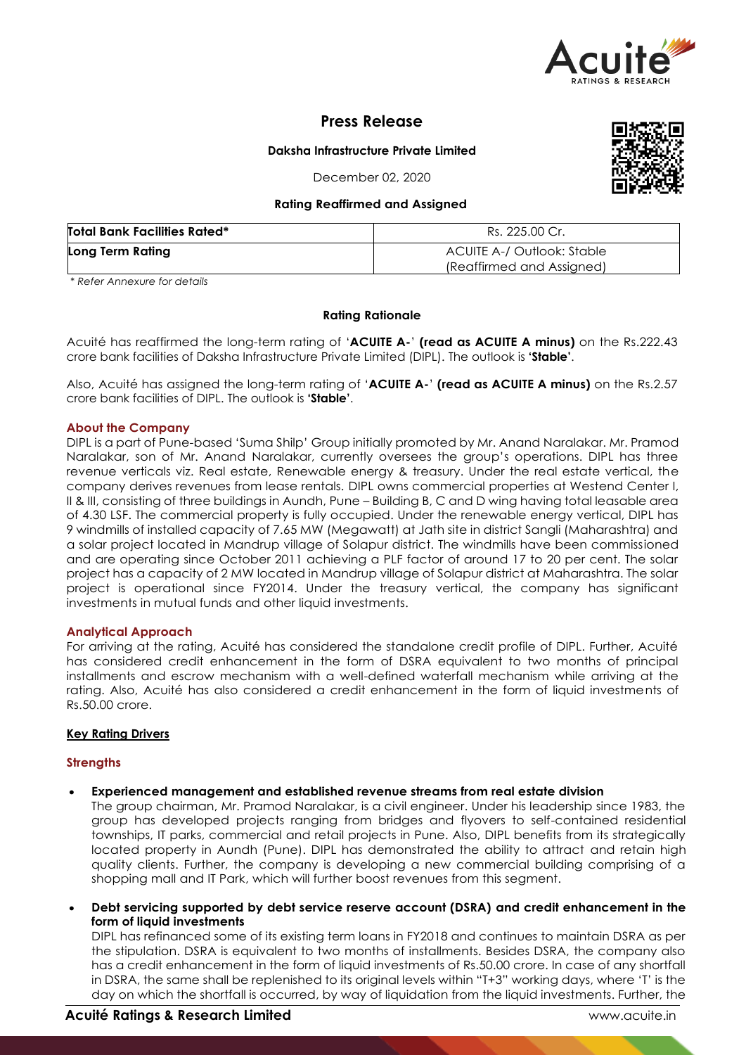# Press Release

**Daksha Infrastructure Private Limited**

December 02, 2020

**Rating Reaffirmed and Assigned**

| **Total Bank Facilities Rated*** | Rs. 225.00 Cr. |
|---|---|
| **Long Term Rating** | ACUITE A-/ Outlook: Stable (Reaffirmed and Assigned) |

*\* Refer Annexure for details*

**Rating Rationale**

Acuité has reaffirmed the long-term rating of '**ACUITE A-**' **(read as ACUITE A minus)** on the Rs.222.43 crore bank facilities of Daksha Infrastructure Private Limited (DIPL). The outlook is **'Stable'**.

Also, Acuité has assigned the long-term rating of '**ACUITE A-**' **(read as ACUITE A minus)** on the Rs.2.57 crore bank facilities of DIPL. The outlook is **'Stable'**.

## About the Company

DIPL is a part of Pune-based 'Suma Shilp' Group initially promoted by Mr. Anand Naralakar. Mr. Pramod Naralakar, son of Mr. Anand Naralakar, currently oversees the group's operations. DIPL has three revenue verticals viz. Real estate, Renewable energy & treasury. Under the real estate vertical, the company derives revenues from lease rentals. DIPL owns commercial properties at Westend Center I, II & III, consisting of three buildings in Aundh, Pune – Building B, C and D wing having total leasable area of 4.30 LSF. The commercial property is fully occupied. Under the renewable energy vertical, DIPL has 9 windmills of installed capacity of 7.65 MW (Megawatt) at Jath site in district Sangli (Maharashtra) and a solar project located in Mandrup village of Solapur district. The windmills have been commissioned and are operating since October 2011 achieving a PLF factor of around 17 to 20 per cent. The solar project has a capacity of 2 MW located in Mandrup village of Solapur district at Maharashtra. The solar project is operational since FY2014. Under the treasury vertical, the company has significant investments in mutual funds and other liquid investments.

## Analytical Approach

For arriving at the rating, Acuité has considered the standalone credit profile of DIPL. Further, Acuité has considered credit enhancement in the form of DSRA equivalent to two months of principal installments and escrow mechanism with a well-defined waterfall mechanism while arriving at the rating. Also, Acuité has also considered a credit enhancement in the form of liquid investments of Rs.50.00 crore.

## Key Rating Drivers

### Strengths

- **Experienced management and established revenue streams from real estate division**
  The group chairman, Mr. Pramod Naralakar, is a civil engineer. Under his leadership since 1983, the group has developed projects ranging from bridges and flyovers to self-contained residential townships, IT parks, commercial and retail projects in Pune. Also, DIPL benefits from its strategically located property in Aundh (Pune). DIPL has demonstrated the ability to attract and retain high quality clients. Further, the company is developing a new commercial building comprising of a shopping mall and IT Park, which will further boost revenues from this segment.

- **Debt servicing supported by debt service reserve account (DSRA) and credit enhancement in the form of liquid investments**
  DIPL has refinanced some of its existing term loans in FY2018 and continues to maintain DSRA as per the stipulation. DSRA is equivalent to two months of installments. Besides DSRA, the company also has a credit enhancement in the form of liquid investments of Rs.50.00 crore. In case of any shortfall in DSRA, the same shall be replenished to its original levels within "T+3" working days, where 'T' is the day on which the shortfall is occurred, by way of liquidation from the liquid investments. Further, the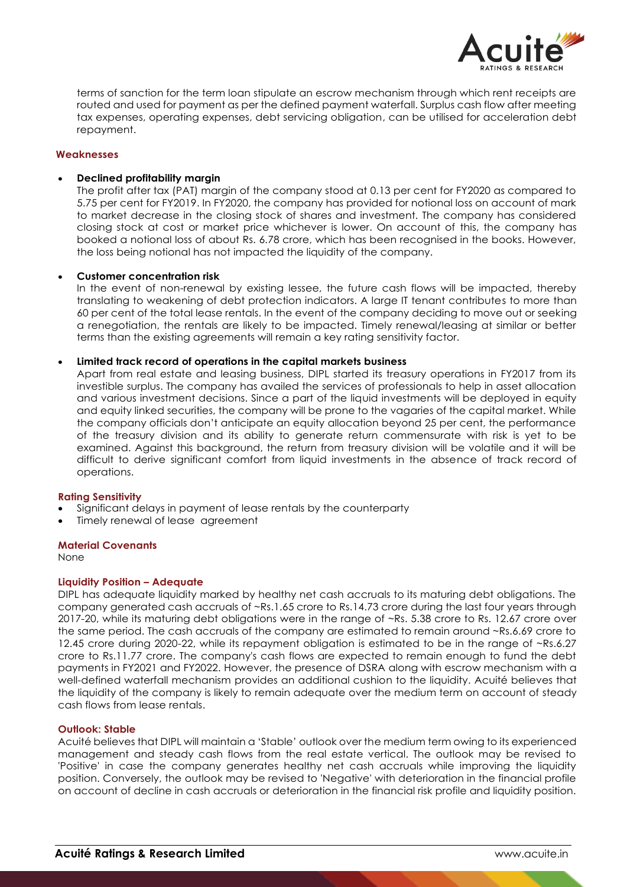terms of sanction for the term loan stipulate an escrow mechanism through which rent receipts are routed and used for payment as per the defined payment waterfall. Surplus cash flow after meeting tax expenses, operating expenses, debt servicing obligation, can be utilised for acceleration debt repayment.

### Weaknesses

- **Declined profitability margin**
  The profit after tax (PAT) margin of the company stood at 0.13 per cent for FY2020 as compared to 5.75 per cent for FY2019. In FY2020, the company has provided for notional loss on account of mark to market decrease in the closing stock of shares and investment. The company has considered closing stock at cost or market price whichever is lower. On account of this, the company has booked a notional loss of about Rs. 6.78 crore, which has been recognised in the books. However, the loss being notional has not impacted the liquidity of the company.

- **Customer concentration risk**
  In the event of non-renewal by existing lessee, the future cash flows will be impacted, thereby translating to weakening of debt protection indicators. A large IT tenant contributes to more than 60 per cent of the total lease rentals. In the event of the company deciding to move out or seeking a renegotiation, the rentals are likely to be impacted. Timely renewal/leasing at similar or better terms than the existing agreements will remain a key rating sensitivity factor.

- **Limited track record of operations in the capital markets business**
  Apart from real estate and leasing business, DIPL started its treasury operations in FY2017 from its investible surplus. The company has availed the services of professionals to help in asset allocation and various investment decisions. Since a part of the liquid investments will be deployed in equity and equity linked securities, the company will be prone to the vagaries of the capital market. While the company officials don't anticipate an equity allocation beyond 25 per cent, the performance of the treasury division and its ability to generate return commensurate with risk is yet to be examined. Against this background, the return from treasury division will be volatile and it will be difficult to derive significant comfort from liquid investments in the absence of track record of operations.

### Rating Sensitivity

- Significant delays in payment of lease rentals by the counterparty
- Timely renewal of lease agreement

### Material Covenants

None

### Liquidity Position – Adequate

DIPL has adequate liquidity marked by healthy net cash accruals to its maturing debt obligations. The company generated cash accruals of ~Rs.1.65 crore to Rs.14.73 crore during the last four years through 2017-20, while its maturing debt obligations were in the range of ~Rs. 5.38 crore to Rs. 12.67 crore over the same period. The cash accruals of the company are estimated to remain around ~Rs.6.69 crore to 12.45 crore during 2020-22, while its repayment obligation is estimated to be in the range of ~Rs.6.27 crore to Rs.11.77 crore. The company's cash flows are expected to remain enough to fund the debt payments in FY2021 and FY2022. However, the presence of DSRA along with escrow mechanism with a well-defined waterfall mechanism provides an additional cushion to the liquidity. Acuité believes that the liquidity of the company is likely to remain adequate over the medium term on account of steady cash flows from lease rentals.

### Outlook: Stable

Acuité believes that DIPL will maintain a 'Stable' outlook over the medium term owing to its experienced management and steady cash flows from the real estate vertical. The outlook may be revised to 'Positive' in case the company generates healthy net cash accruals while improving the liquidity position. Conversely, the outlook may be revised to 'Negative' with deterioration in the financial profile on account of decline in cash accruals or deterioration in the financial risk profile and liquidity position.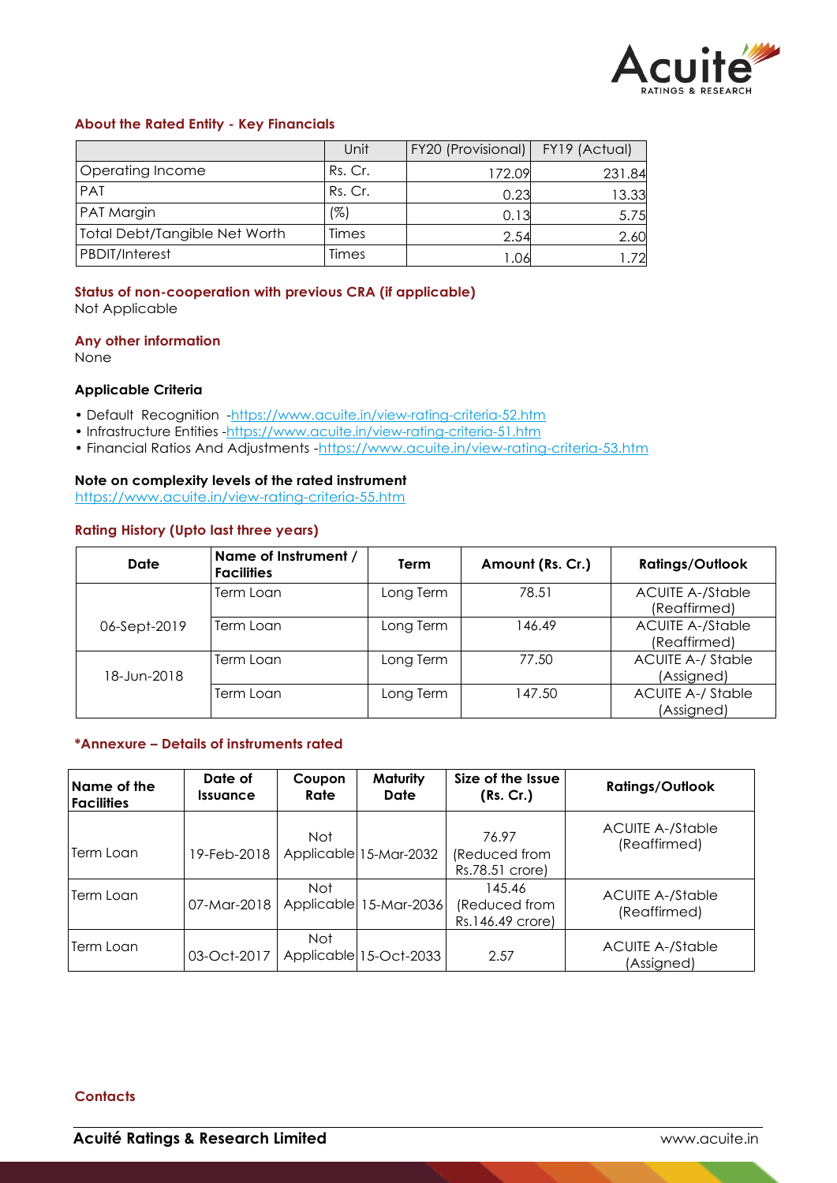### About the Rated Entity - Key Financials

| | Unit | FY20 (Provisional) | FY19 (Actual) |
|---|---|---|---|
| Operating Income | Rs. Cr. | 172.09 | 231.84 |
| PAT | Rs. Cr. | 0.23 | 13.33 |
| PAT Margin | (%) | 0.13 | 5.75 |
| Total Debt/Tangible Net Worth | Times | 2.54 | 2.60 |
| PBDIT/Interest | Times | 1.06 | 1.72 |

### Status of non-cooperation with previous CRA (if applicable)

Not Applicable

### Any other information

None

### Applicable Criteria

- Default Recognition -https://www.acuite.in/view-rating-criteria-52.htm
- Infrastructure Entities -https://www.acuite.in/view-rating-criteria-51.htm
- Financial Ratios And Adjustments -https://www.acuite.in/view-rating-criteria-53.htm

### Note on complexity levels of the rated instrument

https://www.acuite.in/view-rating-criteria-55.htm

### Rating History (Upto last three years)

| Date | Name of Instrument / Facilities | Term | Amount (Rs. Cr.) | Ratings/Outlook |
|---|---|---|---|---|
| 06-Sept-2019 | Term Loan | Long Term | 78.51 | ACUITE A-/Stable (Reaffirmed) |
| | Term Loan | Long Term | 146.49 | ACUITE A-/Stable (Reaffirmed) |
| 18-Jun-2018 | Term Loan | Long Term | 77.50 | ACUITE A-/ Stable (Assigned) |
| | Term Loan | Long Term | 147.50 | ACUITE A-/ Stable (Assigned) |

### *Annexure – Details of instruments rated

| Name of the Facilities | Date of Issuance | Coupon Rate | Maturity Date | Size of the Issue (Rs. Cr.) | Ratings/Outlook |
|---|---|---|---|---|---|
| Term Loan | 19-Feb-2018 | Not Applicable | 15-Mar-2032 | 76.97 (Reduced from Rs.78.51 crore) | ACUITE A-/Stable (Reaffirmed) |
| Term Loan | 07-Mar-2018 | Not Applicable | 15-Mar-2036 | 145.46 (Reduced from Rs.146.49 crore) | ACUITE A-/Stable (Reaffirmed) |
| Term Loan | 03-Oct-2017 | Not Applicable | 15-Oct-2033 | 2.57 | ACUITE A-/Stable (Assigned) |

### Contacts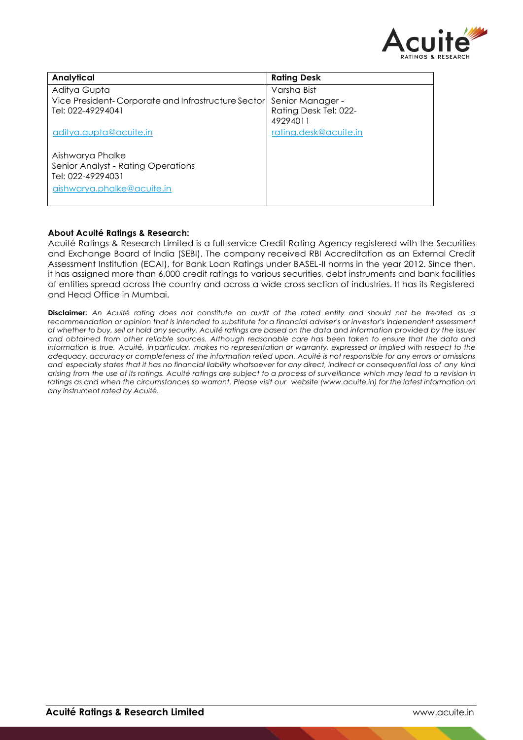| Analytical | Rating Desk |
| --- | --- |
| Aditya Gupta<br>Vice President- Corporate and Infrastructure Sector<br>Tel: 022-49294041<br><br>aditya.gupta@acuite.in<br><br>Aishwarya Phalke<br>Senior Analyst - Rating Operations<br>Tel: 022-49294031<br>aishwarya.phalke@acuite.in | Varsha Bist<br>Senior Manager -<br>Rating Desk Tel: 022-49294011<br><br>rating.desk@acuite.in |

**About Acuité Ratings & Research:**

Acuité Ratings & Research Limited is a full-service Credit Rating Agency registered with the Securities and Exchange Board of India (SEBI). The company received RBI Accreditation as an External Credit Assessment Institution (ECAI), for Bank Loan Ratings under BASEL-II norms in the year 2012. Since then, it has assigned more than 6,000 credit ratings to various securities, debt instruments and bank facilities of entities spread across the country and across a wide cross section of industries. It has its Registered and Head Office in Mumbai.

**Disclaimer:** *An Acuité rating does not constitute an audit of the rated entity and should not be treated as a recommendation or opinion that is intended to substitute for a financial adviser's or investor's independent assessment of whether to buy, sell or hold any security. Acuité ratings are based on the data and information provided by the issuer and obtained from other reliable sources. Although reasonable care has been taken to ensure that the data and information is true, Acuité, in particular, makes no representation or warranty, expressed or implied with respect to the adequacy, accuracy or completeness of the information relied upon. Acuité is not responsible for any errors or omissions and especially states that it has no financial liability whatsoever for any direct, indirect or consequential loss of any kind arising from the use of its ratings. Acuité ratings are subject to a process of surveillance which may lead to a revision in ratings as and when the circumstances so warrant. Please visit our website (www.acuite.in) for the latest information on any instrument rated by Acuité.*